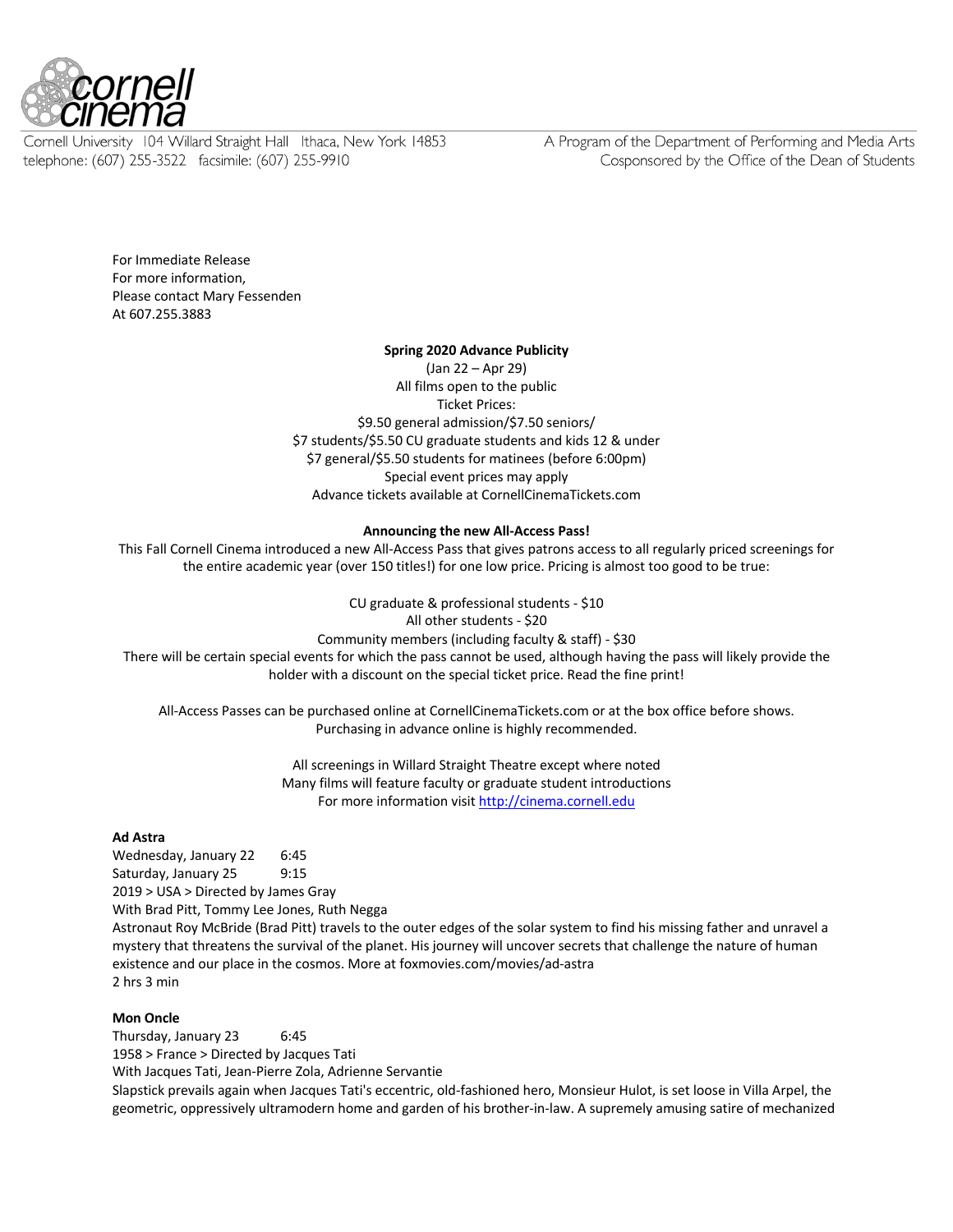Cornell University 104 Willard Straight Hall Ithaca, New York 14853
telephone: (607) 255-3522 facsimile: (607) 255-9910

A Program of the Department of Performing and Media Arts
Cosponsored by the Office of the Dean of Students

For Immediate Release
For more information,
Please contact Mary Fessenden
At 607.255.3883

**Spring 2020 Advance Publicity**

(Jan 22 – Apr 29)
All films open to the public
Ticket Prices:
$9.50 general admission/$7.50 seniors/
$7 students/$5.50 CU graduate students and kids 12 & under
$7 general/$5.50 students for matinees (before 6:00pm)
Special event prices may apply
Advance tickets available at CornellCinemaTickets.com

**Announcing the new All-Access Pass!**

This Fall Cornell Cinema introduced a new All-Access Pass that gives patrons access to all regularly priced screenings for the entire academic year (over 150 titles!) for one low price. Pricing is almost too good to be true:

CU graduate & professional students - $10
All other students - $20
Community members (including faculty & staff) - $30
There will be certain special events for which the pass cannot be used, although having the pass will likely provide the holder with a discount on the special ticket price. Read the fine print!

All-Access Passes can be purchased online at CornellCinemaTickets.com or at the box office before shows. Purchasing in advance online is highly recommended.

All screenings in Willard Straight Theatre except where noted
Many films will feature faculty or graduate student introductions
For more information visit http://cinema.cornell.edu

**Ad Astra**
Wednesday, January 22 6:45
Saturday, January 25 9:15
2019 > USA > Directed by James Gray
With Brad Pitt, Tommy Lee Jones, Ruth Negga
Astronaut Roy McBride (Brad Pitt) travels to the outer edges of the solar system to find his missing father and unravel a mystery that threatens the survival of the planet. His journey will uncover secrets that challenge the nature of human existence and our place in the cosmos. More at foxmovies.com/movies/ad-astra
2 hrs 3 min

**Mon Oncle**
Thursday, January 23 6:45
1958 > France > Directed by Jacques Tati
With Jacques Tati, Jean-Pierre Zola, Adrienne Servantie
Slapstick prevails again when Jacques Tati's eccentric, old-fashioned hero, Monsieur Hulot, is set loose in Villa Arpel, the geometric, oppressively ultramodern home and garden of his brother-in-law. A supremely amusing satire of mechanized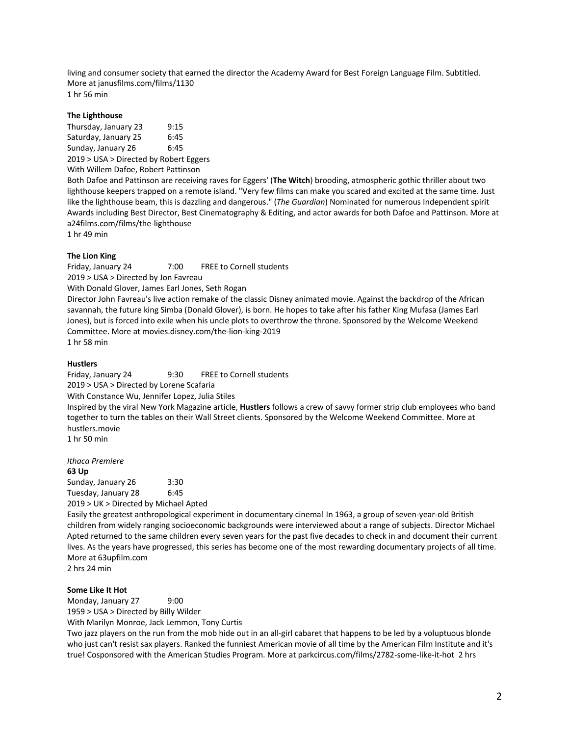living and consumer society that earned the director the Academy Award for Best Foreign Language Film. Subtitled. More at janusfilms.com/films/1130
1 hr 56 min

**The Lighthouse**

Thursday, January 23 9:15
Saturday, January 25 6:45
Sunday, January 26 6:45
2019 > USA > Directed by Robert Eggers
With Willem Dafoe, Robert Pattinson
Both Dafoe and Pattinson are receiving raves for Eggers' (**The Witch**) brooding, atmospheric gothic thriller about two lighthouse keepers trapped on a remote island. "Very few films can make you scared and excited at the same time. Just like the lighthouse beam, this is dazzling and dangerous." (*The Guardian*) Nominated for numerous Independent spirit Awards including Best Director, Best Cinematography & Editing, and actor awards for both Dafoe and Pattinson. More at a24films.com/films/the-lighthouse
1 hr 49 min

**The Lion King**

Friday, January 24 7:00 FREE to Cornell students
2019 > USA > Directed by Jon Favreau
With Donald Glover, James Earl Jones, Seth Rogan
Director John Favreau's live action remake of the classic Disney animated movie. Against the backdrop of the African savannah, the future king Simba (Donald Glover), is born. He hopes to take after his father King Mufasa (James Earl Jones), but is forced into exile when his uncle plots to overthrow the throne. Sponsored by the Welcome Weekend Committee. More at movies.disney.com/the-lion-king-2019
1 hr 58 min

**Hustlers**

Friday, January 24 9:30 FREE to Cornell students
2019 > USA > Directed by Lorene Scafaria
With Constance Wu, Jennifer Lopez, Julia Stiles
Inspired by the viral New York Magazine article, **Hustlers** follows a crew of savvy former strip club employees who band together to turn the tables on their Wall Street clients. Sponsored by the Welcome Weekend Committee. More at hustlers.movie
1 hr 50 min

*Ithaca Premiere*

**63 Up**

Sunday, January 26 3:30
Tuesday, January 28 6:45
2019 > UK > Directed by Michael Apted
Easily the greatest anthropological experiment in documentary cinema! In 1963, a group of seven-year-old British children from widely ranging socioeconomic backgrounds were interviewed about a range of subjects. Director Michael Apted returned to the same children every seven years for the past five decades to check in and document their current lives. As the years have progressed, this series has become one of the most rewarding documentary projects of all time. More at 63upfilm.com
2 hrs 24 min

**Some Like It Hot**

Monday, January 27 9:00
1959 > USA > Directed by Billy Wilder
With Marilyn Monroe, Jack Lemmon, Tony Curtis
Two jazz players on the run from the mob hide out in an all-girl cabaret that happens to be led by a voluptuous blonde who just can't resist sax players. Ranked the funniest American movie of all time by the American Film Institute and it's true! Cosponsored with the American Studies Program. More at parkcircus.com/films/2782-some-like-it-hot 2 hrs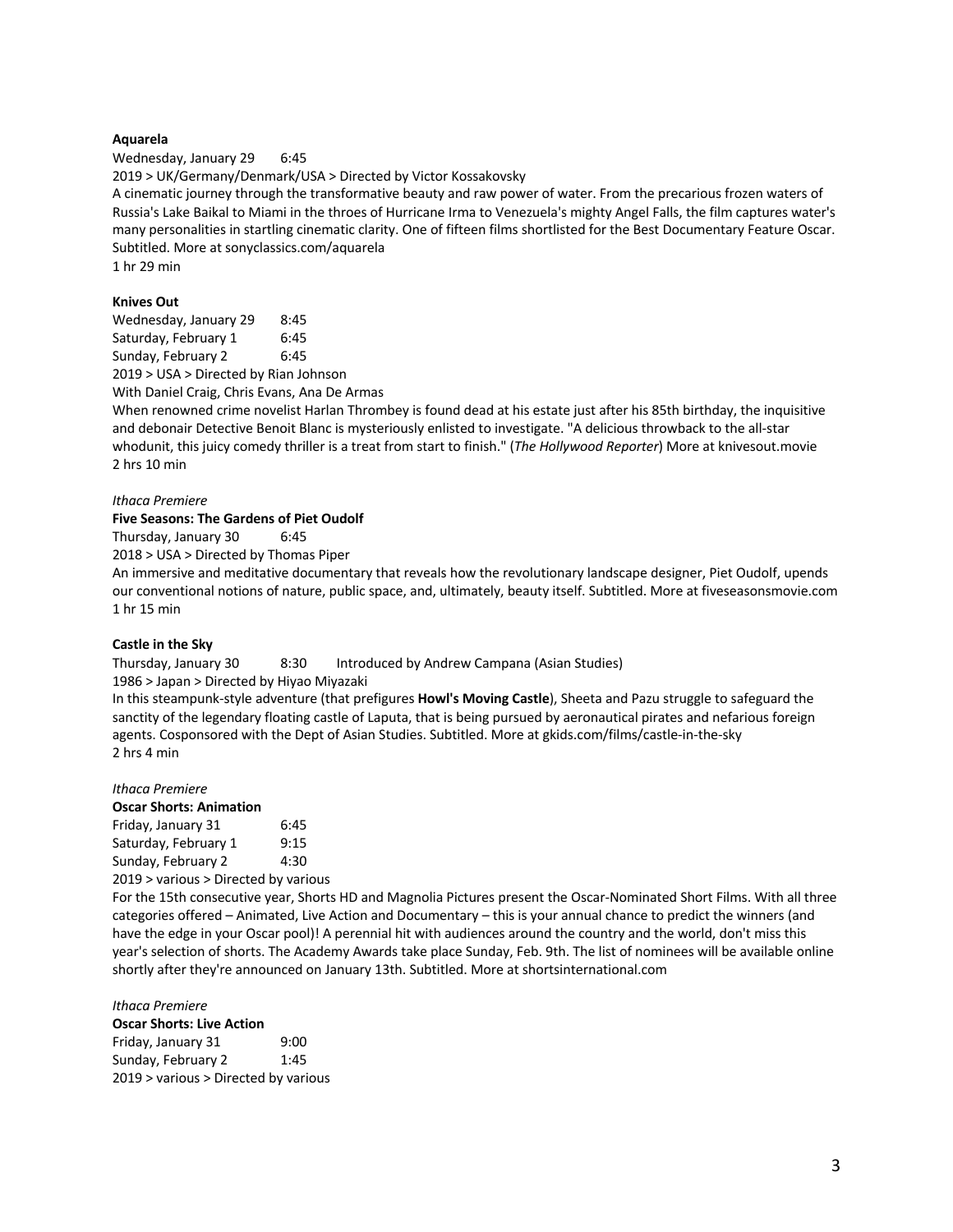**Aquarela**

Wednesday, January 29 6:45

2019 > UK/Germany/Denmark/USA > Directed by Victor Kossakovsky

A cinematic journey through the transformative beauty and raw power of water. From the precarious frozen waters of Russia's Lake Baikal to Miami in the throes of Hurricane Irma to Venezuela's mighty Angel Falls, the film captures water's many personalities in startling cinematic clarity. One of fifteen films shortlisted for the Best Documentary Feature Oscar. Subtitled. More at sonyclassics.com/aquarela

1 hr 29 min

**Knives Out**

Wednesday, January 29 8:45
Saturday, February 1 6:45
Sunday, February 2 6:45

2019 > USA > Directed by Rian Johnson

With Daniel Craig, Chris Evans, Ana De Armas

When renowned crime novelist Harlan Thrombey is found dead at his estate just after his 85th birthday, the inquisitive and debonair Detective Benoit Blanc is mysteriously enlisted to investigate. "A delicious throwback to the all-star whodunit, this juicy comedy thriller is a treat from start to finish." (*The Hollywood Reporter*) More at knivesout.movie

2 hrs 10 min

*Ithaca Premiere*

**Five Seasons: The Gardens of Piet Oudolf**

Thursday, January 30 6:45

2018 > USA > Directed by Thomas Piper

An immersive and meditative documentary that reveals how the revolutionary landscape designer, Piet Oudolf, upends our conventional notions of nature, public space, and, ultimately, beauty itself. Subtitled. More at fiveseasonsmovie.com

1 hr 15 min

**Castle in the Sky**

Thursday, January 30 8:30 Introduced by Andrew Campana (Asian Studies)

1986 > Japan > Directed by Hiyao Miyazaki

In this steampunk-style adventure (that prefigures **Howl's Moving Castle**), Sheeta and Pazu struggle to safeguard the sanctity of the legendary floating castle of Laputa, that is being pursued by aeronautical pirates and nefarious foreign agents. Cosponsored with the Dept of Asian Studies. Subtitled. More at gkids.com/films/castle-in-the-sky

2 hrs 4 min

*Ithaca Premiere*

**Oscar Shorts: Animation**

Friday, January 31 6:45
Saturday, February 1 9:15
Sunday, February 2 4:30

2019 > various > Directed by various

For the 15th consecutive year, Shorts HD and Magnolia Pictures present the Oscar-Nominated Short Films. With all three categories offered – Animated, Live Action and Documentary – this is your annual chance to predict the winners (and have the edge in your Oscar pool)! A perennial hit with audiences around the country and the world, don't miss this year's selection of shorts. The Academy Awards take place Sunday, Feb. 9th. The list of nominees will be available online shortly after they're announced on January 13th. Subtitled. More at shortsinternational.com

*Ithaca Premiere*

**Oscar Shorts: Live Action**

Friday, January 31 9:00
Sunday, February 2 1:45

2019 > various > Directed by various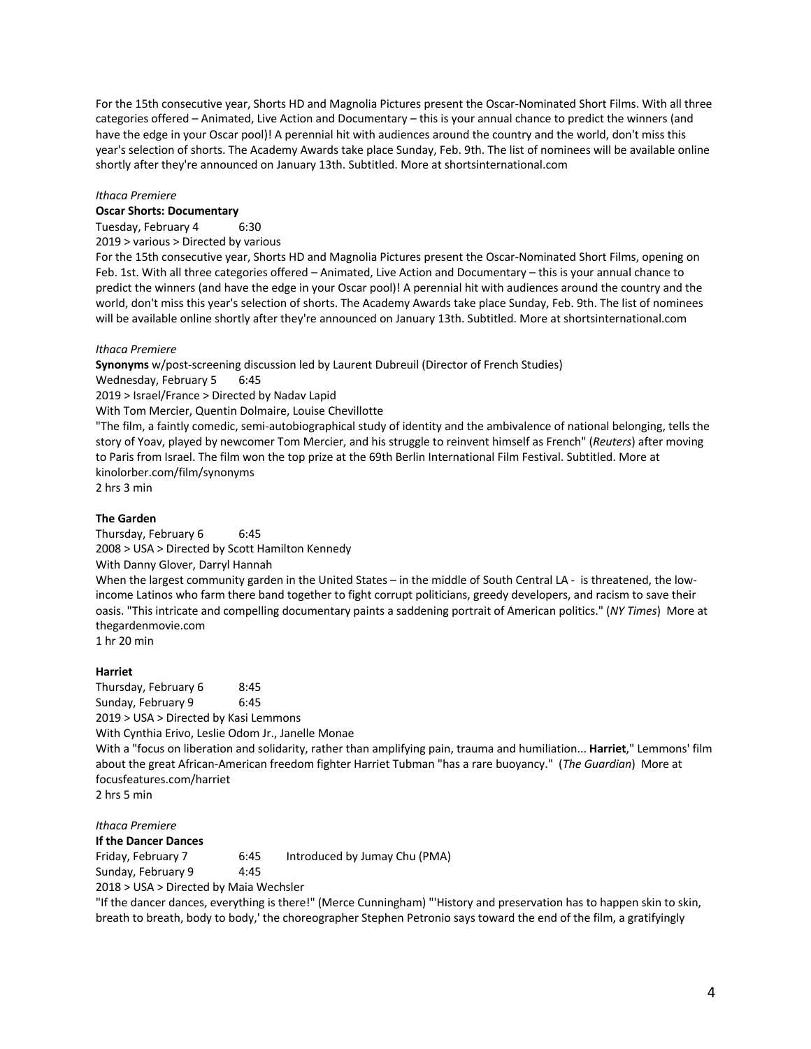For the 15th consecutive year, Shorts HD and Magnolia Pictures present the Oscar-Nominated Short Films. With all three categories offered – Animated, Live Action and Documentary – this is your annual chance to predict the winners (and have the edge in your Oscar pool)! A perennial hit with audiences around the country and the world, don't miss this year's selection of shorts. The Academy Awards take place Sunday, Feb. 9th. The list of nominees will be available online shortly after they're announced on January 13th. Subtitled. More at shortsinternational.com

*Ithaca Premiere*

**Oscar Shorts: Documentary**

Tuesday, February 4 6:30

2019 > various > Directed by various

For the 15th consecutive year, Shorts HD and Magnolia Pictures present the Oscar-Nominated Short Films, opening on Feb. 1st. With all three categories offered – Animated, Live Action and Documentary – this is your annual chance to predict the winners (and have the edge in your Oscar pool)! A perennial hit with audiences around the country and the world, don't miss this year's selection of shorts. The Academy Awards take place Sunday, Feb. 9th. The list of nominees will be available online shortly after they're announced on January 13th. Subtitled. More at shortsinternational.com

*Ithaca Premiere*

**Synonyms** w/post-screening discussion led by Laurent Dubreuil (Director of French Studies)

Wednesday, February 5 6:45

2019 > Israel/France > Directed by Nadav Lapid

With Tom Mercier, Quentin Dolmaire, Louise Chevillotte

"The film, a faintly comedic, semi-autobiographical study of identity and the ambivalence of national belonging, tells the story of Yoav, played by newcomer Tom Mercier, and his struggle to reinvent himself as French" (*Reuters*) after moving to Paris from Israel. The film won the top prize at the 69th Berlin International Film Festival. Subtitled. More at kinolorber.com/film/synonyms

2 hrs 3 min

**The Garden**

Thursday, February 6 6:45

2008 > USA > Directed by Scott Hamilton Kennedy

With Danny Glover, Darryl Hannah

When the largest community garden in the United States – in the middle of South Central LA - is threatened, the low-income Latinos who farm there band together to fight corrupt politicians, greedy developers, and racism to save their oasis. "This intricate and compelling documentary paints a saddening portrait of American politics." (*NY Times*) More at thegardenmovie.com

1 hr 20 min

**Harriet**

Thursday, February 6 8:45

Sunday, February 9 6:45

2019 > USA > Directed by Kasi Lemmons

With Cynthia Erivo, Leslie Odom Jr., Janelle Monae

With a "focus on liberation and solidarity, rather than amplifying pain, trauma and humiliation... **Harriet**," Lemmons' film about the great African-American freedom fighter Harriet Tubman "has a rare buoyancy." (*The Guardian*) More at focusfeatures.com/harriet

2 hrs 5 min

*Ithaca Premiere*

**If the Dancer Dances**

Friday, February 7 6:45 Introduced by Jumay Chu (PMA)

Sunday, February 9 4:45

2018 > USA > Directed by Maia Wechsler

"If the dancer dances, everything is there!" (Merce Cunningham) "'History and preservation has to happen skin to skin, breath to breath, body to body,' the choreographer Stephen Petronio says toward the end of the film, a gratifyingly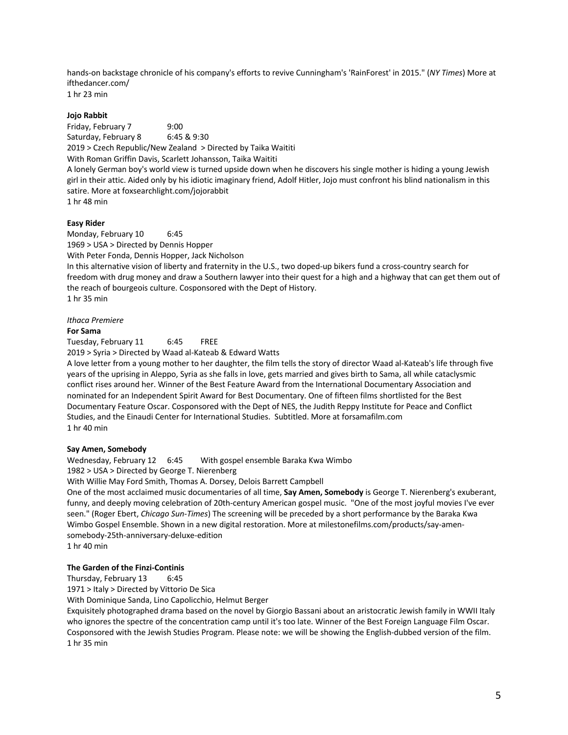hands-on backstage chronicle of his company's efforts to revive Cunningham's 'RainForest' in 2015." (*NY Times*) More at ifthedancer.com/
1 hr 23 min

**Jojo Rabbit**
Friday, February 7 9:00
Saturday, February 8 6:45 & 9:30
2019 > Czech Republic/New Zealand > Directed by Taika Waititi
With Roman Griffin Davis, Scarlett Johansson, Taika Waititi
A lonely German boy's world view is turned upside down when he discovers his single mother is hiding a young Jewish girl in their attic. Aided only by his idiotic imaginary friend, Adolf Hitler, Jojo must confront his blind nationalism in this satire. More at foxsearchlight.com/jojorabbit
1 hr 48 min

**Easy Rider**
Monday, February 10 6:45
1969 > USA > Directed by Dennis Hopper
With Peter Fonda, Dennis Hopper, Jack Nicholson
In this alternative vision of liberty and fraternity in the U.S., two doped-up bikers fund a cross-country search for freedom with drug money and draw a Southern lawyer into their quest for a high and a highway that can get them out of the reach of bourgeois culture. Cosponsored with the Dept of History.
1 hr 35 min

*Ithaca Premiere*
**For Sama**
Tuesday, February 11 6:45 FREE
2019 > Syria > Directed by Waad al-Kateab & Edward Watts
A love letter from a young mother to her daughter, the film tells the story of director Waad al-Kateab's life through five years of the uprising in Aleppo, Syria as she falls in love, gets married and gives birth to Sama, all while cataclysmic conflict rises around her. Winner of the Best Feature Award from the International Documentary Association and nominated for an Independent Spirit Award for Best Documentary. One of fifteen films shortlisted for the Best Documentary Feature Oscar. Cosponsored with the Dept of NES, the Judith Reppy Institute for Peace and Conflict Studies, and the Einaudi Center for International Studies. Subtitled. More at forsamafilm.com
1 hr 40 min

**Say Amen, Somebody**
Wednesday, February 12 6:45 With gospel ensemble Baraka Kwa Wimbo
1982 > USA > Directed by George T. Nierenberg
With Willie May Ford Smith, Thomas A. Dorsey, Delois Barrett Campbell
One of the most acclaimed music documentaries of all time, **Say Amen, Somebody** is George T. Nierenberg's exuberant, funny, and deeply moving celebration of 20th-century American gospel music. "One of the most joyful movies I've ever seen." (Roger Ebert, *Chicago Sun-Times*) The screening will be preceded by a short performance by the Baraka Kwa Wimbo Gospel Ensemble. Shown in a new digital restoration. More at milestonefilms.com/products/say-amen-somebody-25th-anniversary-deluxe-edition
1 hr 40 min

**The Garden of the Finzi-Continis**
Thursday, February 13 6:45
1971 > Italy > Directed by Vittorio De Sica
With Dominique Sanda, Lino Capolicchio, Helmut Berger
Exquisitely photographed drama based on the novel by Giorgio Bassani about an aristocratic Jewish family in WWII Italy who ignores the spectre of the concentration camp until it's too late. Winner of the Best Foreign Language Film Oscar. Cosponsored with the Jewish Studies Program. Please note: we will be showing the English-dubbed version of the film.
1 hr 35 min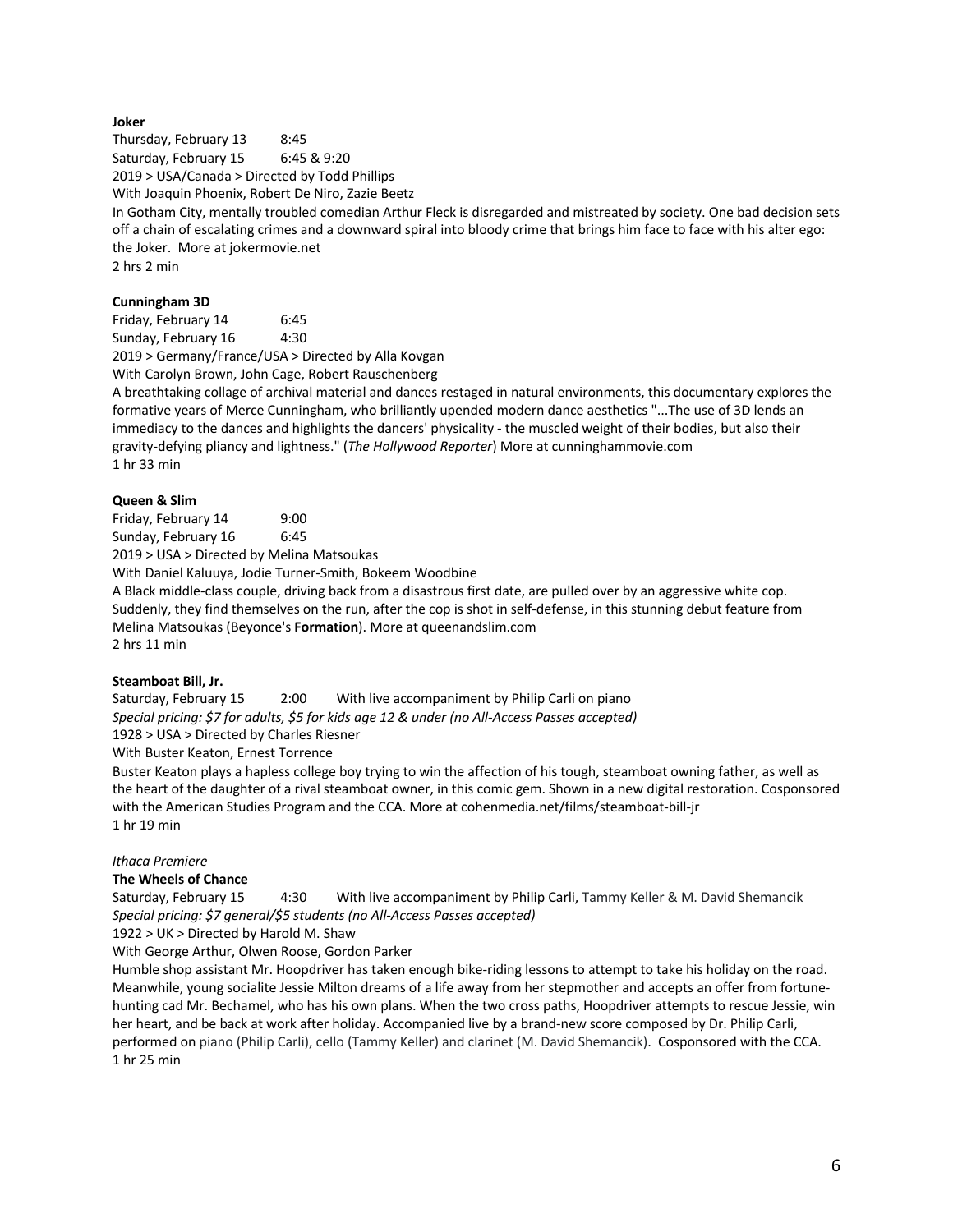**Joker**

Thursday, February 13 8:45
Saturday, February 15 6:45 & 9:20
2019 > USA/Canada > Directed by Todd Phillips
With Joaquin Phoenix, Robert De Niro, Zazie Beetz
In Gotham City, mentally troubled comedian Arthur Fleck is disregarded and mistreated by society. One bad decision sets off a chain of escalating crimes and a downward spiral into bloody crime that brings him face to face with his alter ego: the Joker. More at jokermovie.net
2 hrs 2 min

**Cunningham 3D**

Friday, February 14 6:45
Sunday, February 16 4:30
2019 > Germany/France/USA > Directed by Alla Kovgan
With Carolyn Brown, John Cage, Robert Rauschenberg
A breathtaking collage of archival material and dances restaged in natural environments, this documentary explores the formative years of Merce Cunningham, who brilliantly upended modern dance aesthetics "...The use of 3D lends an immediacy to the dances and highlights the dancers' physicality - the muscled weight of their bodies, but also their gravity-defying pliancy and lightness." (*The Hollywood Reporter*) More at cunninghammovie.com
1 hr 33 min

**Queen & Slim**

Friday, February 14 9:00
Sunday, February 16 6:45
2019 > USA > Directed by Melina Matsoukas
With Daniel Kaluuya, Jodie Turner-Smith, Bokeem Woodbine
A Black middle-class couple, driving back from a disastrous first date, are pulled over by an aggressive white cop. Suddenly, they find themselves on the run, after the cop is shot in self-defense, in this stunning debut feature from Melina Matsoukas (Beyonce's **Formation**). More at queenandslim.com
2 hrs 11 min

**Steamboat Bill, Jr.**

Saturday, February 15 2:00 With live accompaniment by Philip Carli on piano
*Special pricing: $7 for adults, $5 for kids age 12 & under (no All-Access Passes accepted)*
1928 > USA > Directed by Charles Riesner
With Buster Keaton, Ernest Torrence
Buster Keaton plays a hapless college boy trying to win the affection of his tough, steamboat owning father, as well as the heart of the daughter of a rival steamboat owner, in this comic gem. Shown in a new digital restoration. Cosponsored with the American Studies Program and the CCA. More at cohenmedia.net/films/steamboat-bill-jr
1 hr 19 min

*Ithaca Premiere*

**The Wheels of Chance**

Saturday, February 15 4:30 With live accompaniment by Philip Carli, Tammy Keller & M. David Shemancik
*Special pricing: $7 general/$5 students (no All-Access Passes accepted)*
1922 > UK > Directed by Harold M. Shaw
With George Arthur, Olwen Roose, Gordon Parker
Humble shop assistant Mr. Hoopdriver has taken enough bike-riding lessons to attempt to take his holiday on the road. Meanwhile, young socialite Jessie Milton dreams of a life away from her stepmother and accepts an offer from fortune-hunting cad Mr. Bechamel, who has his own plans. When the two cross paths, Hoopdriver attempts to rescue Jessie, win her heart, and be back at work after holiday. Accompanied live by a brand-new score composed by Dr. Philip Carli, performed on piano (Philip Carli), cello (Tammy Keller) and clarinet (M. David Shemancik). Cosponsored with the CCA.
1 hr 25 min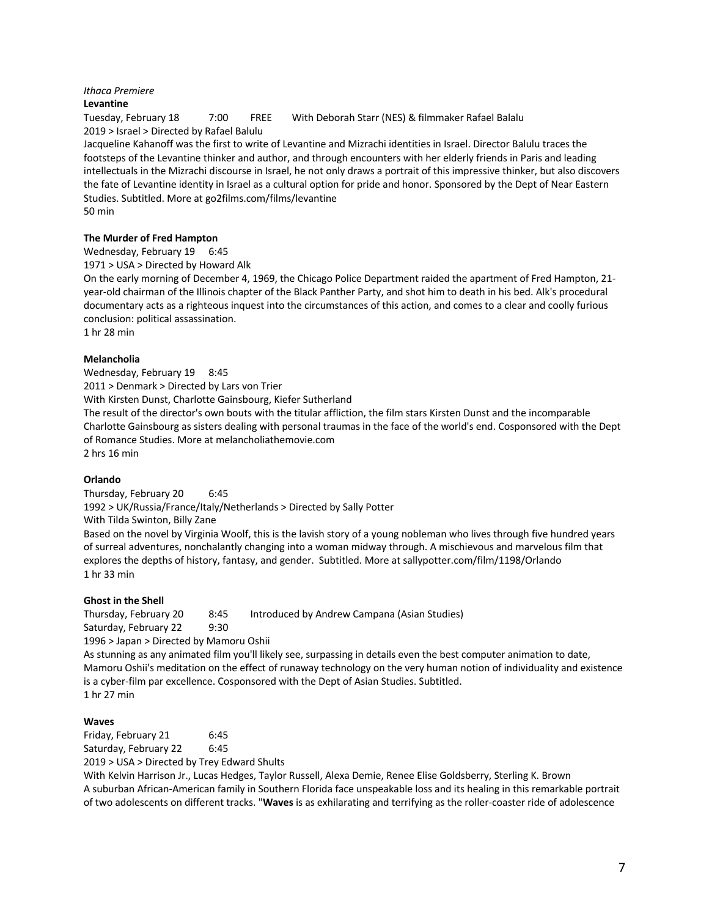*Ithaca Premiere*
**Levantine**

Tuesday, February 18 7:00 FREE With Deborah Starr (NES) & filmmaker Rafael Balalu

2019 > Israel > Directed by Rafael Balulu

Jacqueline Kahanoff was the first to write of Levantine and Mizrachi identities in Israel. Director Balulu traces the footsteps of the Levantine thinker and author, and through encounters with her elderly friends in Paris and leading intellectuals in the Mizrachi discourse in Israel, he not only draws a portrait of this impressive thinker, but also discovers the fate of Levantine identity in Israel as a cultural option for pride and honor. Sponsored by the Dept of Near Eastern Studies. Subtitled. More at go2films.com/films/levantine

50 min

**The Murder of Fred Hampton**

Wednesday, February 19 6:45

1971 > USA > Directed by Howard Alk

On the early morning of December 4, 1969, the Chicago Police Department raided the apartment of Fred Hampton, 21-year-old chairman of the Illinois chapter of the Black Panther Party, and shot him to death in his bed. Alk's procedural documentary acts as a righteous inquest into the circumstances of this action, and comes to a clear and coolly furious conclusion: political assassination.

1 hr 28 min

**Melancholia**

Wednesday, February 19 8:45

2011 > Denmark > Directed by Lars von Trier

With Kirsten Dunst, Charlotte Gainsbourg, Kiefer Sutherland

The result of the director's own bouts with the titular affliction, the film stars Kirsten Dunst and the incomparable Charlotte Gainsbourg as sisters dealing with personal traumas in the face of the world's end. Cosponsored with the Dept of Romance Studies. More at melancholiathemovie.com

2 hrs 16 min

**Orlando**

Thursday, February 20 6:45

1992 > UK/Russia/France/Italy/Netherlands > Directed by Sally Potter

With Tilda Swinton, Billy Zane

Based on the novel by Virginia Woolf, this is the lavish story of a young nobleman who lives through five hundred years of surreal adventures, nonchalantly changing into a woman midway through. A mischievous and marvelous film that explores the depths of history, fantasy, and gender. Subtitled. More at sallypotter.com/film/1198/Orlando

1 hr 33 min

**Ghost in the Shell**

Thursday, February 20 8:45 Introduced by Andrew Campana (Asian Studies)

Saturday, February 22 9:30

1996 > Japan > Directed by Mamoru Oshii

As stunning as any animated film you'll likely see, surpassing in details even the best computer animation to date, Mamoru Oshii's meditation on the effect of runaway technology on the very human notion of individuality and existence is a cyber-film par excellence. Cosponsored with the Dept of Asian Studies. Subtitled.

1 hr 27 min

**Waves**

Friday, February 21 6:45

Saturday, February 22 6:45

2019 > USA > Directed by Trey Edward Shults

With Kelvin Harrison Jr., Lucas Hedges, Taylor Russell, Alexa Demie, Renee Elise Goldsberry, Sterling K. Brown

A suburban African-American family in Southern Florida face unspeakable loss and its healing in this remarkable portrait of two adolescents on different tracks. "**Waves** is as exhilarating and terrifying as the roller-coaster ride of adolescence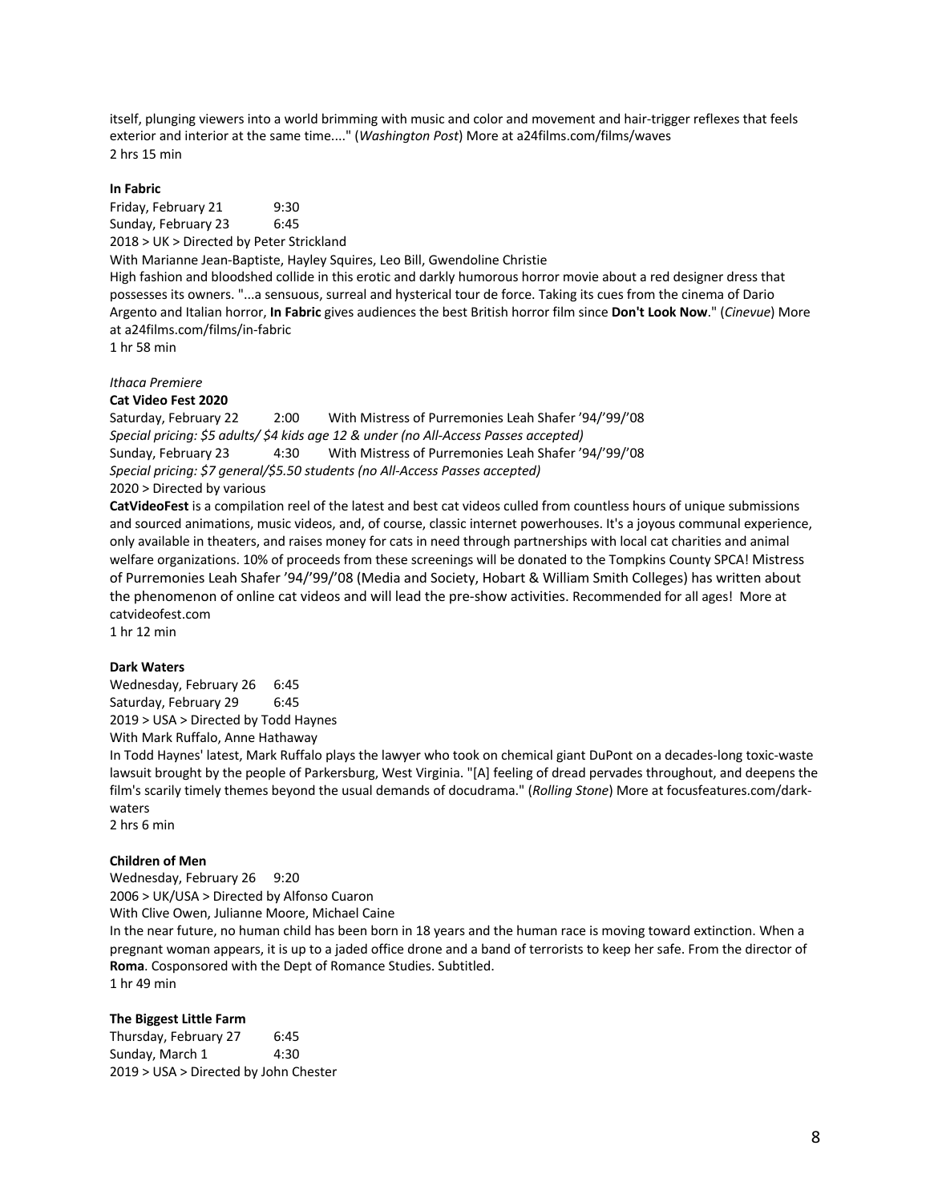itself, plunging viewers into a world brimming with music and color and movement and hair-trigger reflexes that feels exterior and interior at the same time...." (*Washington Post*) More at a24films.com/films/waves
2 hrs 15 min

**In Fabric**
Friday, February 21 9:30
Sunday, February 23 6:45
2018 > UK > Directed by Peter Strickland
With Marianne Jean-Baptiste, Hayley Squires, Leo Bill, Gwendoline Christie
High fashion and bloodshed collide in this erotic and darkly humorous horror movie about a red designer dress that possesses its owners. "...a sensuous, surreal and hysterical tour de force. Taking its cues from the cinema of Dario Argento and Italian horror, **In Fabric** gives audiences the best British horror film since **Don't Look Now**." (*Cinevue*) More at a24films.com/films/in-fabric
1 hr 58 min

*Ithaca Premiere*
**Cat Video Fest 2020**
Saturday, February 22 2:00 With Mistress of Purremonies Leah Shafer ’94/’99/’08
*Special pricing: $5 adults/ $4 kids age 12 & under (no All-Access Passes accepted)*
Sunday, February 23 4:30 With Mistress of Purremonies Leah Shafer ’94/’99/’08
*Special pricing: $7 general/$5.50 students (no All-Access Passes accepted)*
2020 > Directed by various
**CatVideoFest** is a compilation reel of the latest and best cat videos culled from countless hours of unique submissions and sourced animations, music videos, and, of course, classic internet powerhouses. It's a joyous communal experience, only available in theaters, and raises money for cats in need through partnerships with local cat charities and animal welfare organizations. 10% of proceeds from these screenings will be donated to the Tompkins County SPCA! Mistress of Purremonies Leah Shafer ’94/’99/’08 (Media and Society, Hobart & William Smith Colleges) has written about the phenomenon of online cat videos and will lead the pre-show activities. Recommended for all ages! More at catvideofest.com
1 hr 12 min

**Dark Waters**
Wednesday, February 26 6:45
Saturday, February 29 6:45
2019 > USA > Directed by Todd Haynes
With Mark Ruffalo, Anne Hathaway
In Todd Haynes' latest, Mark Ruffalo plays the lawyer who took on chemical giant DuPont on a decades-long toxic-waste lawsuit brought by the people of Parkersburg, West Virginia. "[A] feeling of dread pervades throughout, and deepens the film's scarily timely themes beyond the usual demands of docudrama." (*Rolling Stone*) More at focusfeatures.com/dark-waters
2 hrs 6 min

**Children of Men**
Wednesday, February 26 9:20
2006 > UK/USA > Directed by Alfonso Cuaron
With Clive Owen, Julianne Moore, Michael Caine
In the near future, no human child has been born in 18 years and the human race is moving toward extinction. When a pregnant woman appears, it is up to a jaded office drone and a band of terrorists to keep her safe. From the director of **Roma**. Cosponsored with the Dept of Romance Studies. Subtitled.
1 hr 49 min

**The Biggest Little Farm**
Thursday, February 27 6:45
Sunday, March 1 4:30
2019 > USA > Directed by John Chester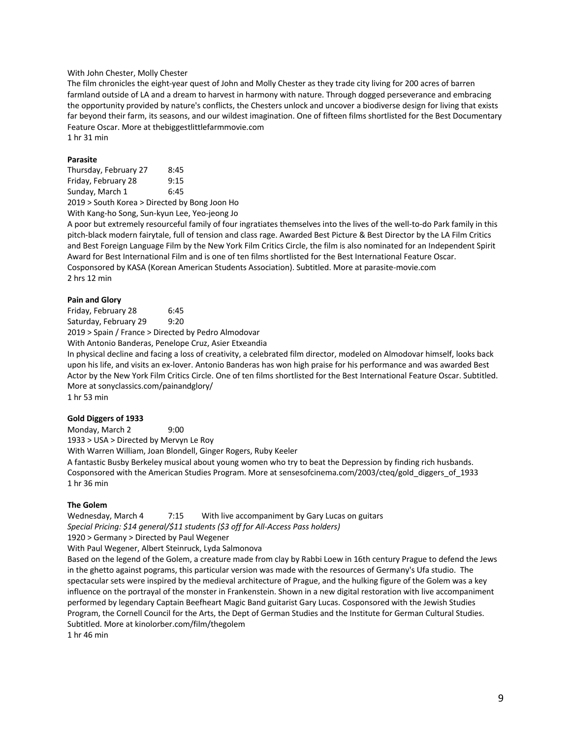With John Chester, Molly Chester

The film chronicles the eight-year quest of John and Molly Chester as they trade city living for 200 acres of barren farmland outside of LA and a dream to harvest in harmony with nature. Through dogged perseverance and embracing the opportunity provided by nature's conflicts, the Chesters unlock and uncover a biodiverse design for living that exists far beyond their farm, its seasons, and our wildest imagination. One of fifteen films shortlisted for the Best Documentary Feature Oscar. More at thebiggestlittlefarmmovie.com

1 hr 31 min

**Parasite**

Thursday, February 27 8:45
Friday, February 28 9:15
Sunday, March 1 6:45

2019 > South Korea > Directed by Bong Joon Ho

With Kang-ho Song, Sun-kyun Lee, Yeo-jeong Jo

A poor but extremely resourceful family of four ingratiates themselves into the lives of the well-to-do Park family in this pitch-black modern fairytale, full of tension and class rage. Awarded Best Picture & Best Director by the LA Film Critics and Best Foreign Language Film by the New York Film Critics Circle, the film is also nominated for an Independent Spirit Award for Best International Film and is one of ten films shortlisted for the Best International Feature Oscar. Cosponsored by KASA (Korean American Students Association). Subtitled. More at parasite-movie.com

2 hrs 12 min

**Pain and Glory**

Friday, February 28 6:45
Saturday, February 29 9:20

2019 > Spain / France > Directed by Pedro Almodovar

With Antonio Banderas, Penelope Cruz, Asier Etxeandia

In physical decline and facing a loss of creativity, a celebrated film director, modeled on Almodovar himself, looks back upon his life, and visits an ex-lover. Antonio Banderas has won high praise for his performance and was awarded Best Actor by the New York Film Critics Circle. One of ten films shortlisted for the Best International Feature Oscar. Subtitled. More at sonyclassics.com/painandglory/

1 hr 53 min

**Gold Diggers of 1933**

Monday, March 2 9:00

1933 > USA > Directed by Mervyn Le Roy

With Warren William, Joan Blondell, Ginger Rogers, Ruby Keeler

A fantastic Busby Berkeley musical about young women who try to beat the Depression by finding rich husbands. Cosponsored with the American Studies Program. More at sensesofcinema.com/2003/cteq/gold_diggers_of_1933

1 hr 36 min

**The Golem**

Wednesday, March 4 7:15 With live accompaniment by Gary Lucas on guitars

*Special Pricing: $14 general/$11 students ($3 off for All-Access Pass holders)*

1920 > Germany > Directed by Paul Wegener

With Paul Wegener, Albert Steinruck, Lyda Salmonova

Based on the legend of the Golem, a creature made from clay by Rabbi Loew in 16th century Prague to defend the Jews in the ghetto against pograms, this particular version was made with the resources of Germany's Ufa studio. The spectacular sets were inspired by the medieval architecture of Prague, and the hulking figure of the Golem was a key influence on the portrayal of the monster in Frankenstein. Shown in a new digital restoration with live accompaniment performed by legendary Captain Beefheart Magic Band guitarist Gary Lucas. Cosponsored with the Jewish Studies Program, the Cornell Council for the Arts, the Dept of German Studies and the Institute for German Cultural Studies. Subtitled. More at kinolorber.com/film/thegolem

1 hr 46 min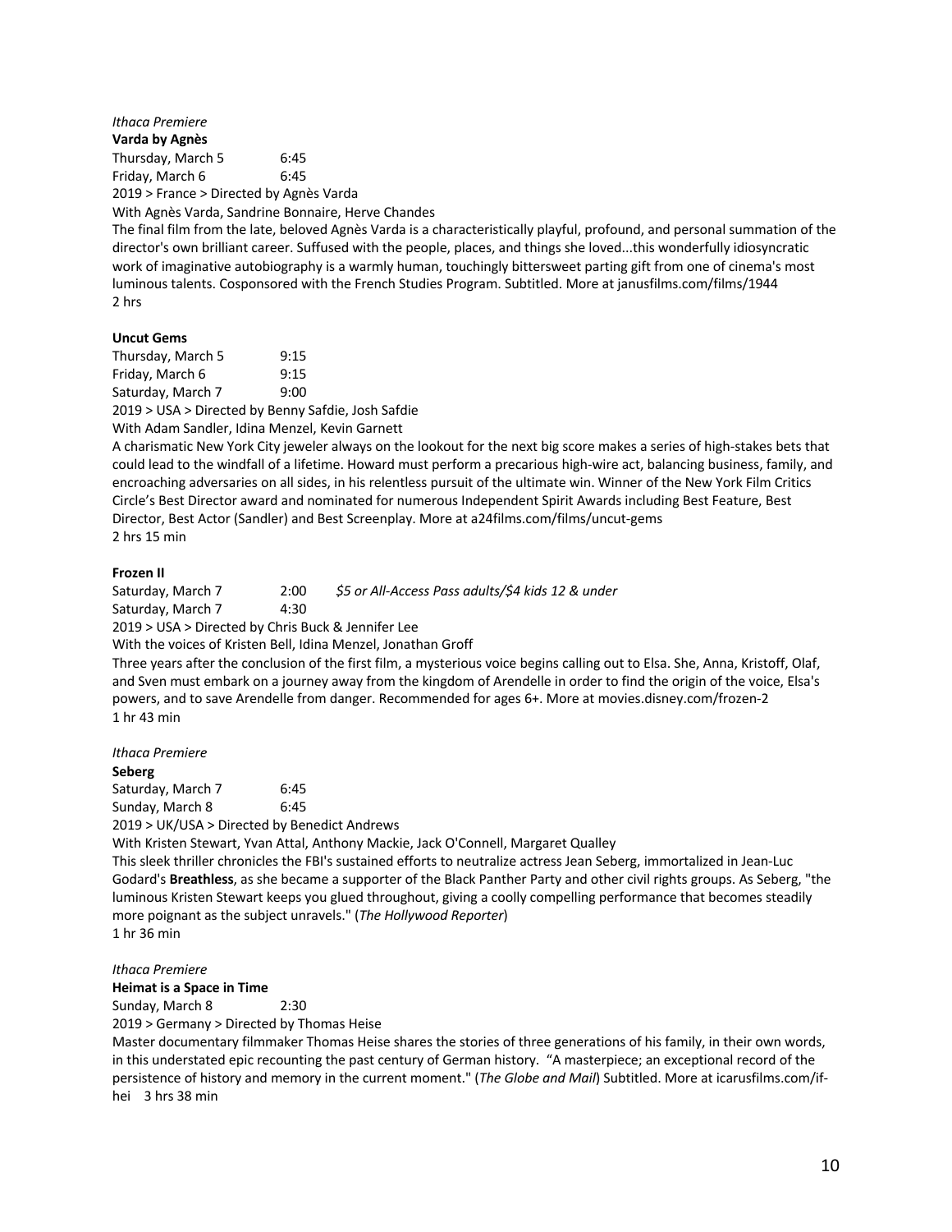*Ithaca Premiere*

**Varda by Agnès**

Thursday, March 5 6:45
Friday, March 6 6:45

2019 > France > Directed by Agnès Varda

With Agnès Varda, Sandrine Bonnaire, Herve Chandes

The final film from the late, beloved Agnès Varda is a characteristically playful, profound, and personal summation of the director's own brilliant career. Suffused with the people, places, and things she loved...this wonderfully idiosyncratic work of imaginative autobiography is a warmly human, touchingly bittersweet parting gift from one of cinema's most luminous talents. Cosponsored with the French Studies Program. Subtitled. More at janusfilms.com/films/1944

2 hrs

**Uncut Gems**

Thursday, March 5 9:15
Friday, March 6 9:15
Saturday, March 7 9:00

2019 > USA > Directed by Benny Safdie, Josh Safdie

With Adam Sandler, Idina Menzel, Kevin Garnett

A charismatic New York City jeweler always on the lookout for the next big score makes a series of high-stakes bets that could lead to the windfall of a lifetime. Howard must perform a precarious high-wire act, balancing business, family, and encroaching adversaries on all sides, in his relentless pursuit of the ultimate win. Winner of the New York Film Critics Circle's Best Director award and nominated for numerous Independent Spirit Awards including Best Feature, Best Director, Best Actor (Sandler) and Best Screenplay. More at a24films.com/films/uncut-gems

2 hrs 15 min

**Frozen II**

Saturday, March 7 2:00 *$5 or All-Access Pass adults/$4 kids 12 & under*
Saturday, March 7 4:30

2019 > USA > Directed by Chris Buck & Jennifer Lee

With the voices of Kristen Bell, Idina Menzel, Jonathan Groff

Three years after the conclusion of the first film, a mysterious voice begins calling out to Elsa. She, Anna, Kristoff, Olaf, and Sven must embark on a journey away from the kingdom of Arendelle in order to find the origin of the voice, Elsa's powers, and to save Arendelle from danger. Recommended for ages 6+. More at movies.disney.com/frozen-2

1 hr 43 min

*Ithaca Premiere*

**Seberg**

Saturday, March 7 6:45
Sunday, March 8 6:45

2019 > UK/USA > Directed by Benedict Andrews

With Kristen Stewart, Yvan Attal, Anthony Mackie, Jack O'Connell, Margaret Qualley

This sleek thriller chronicles the FBI's sustained efforts to neutralize actress Jean Seberg, immortalized in Jean-Luc Godard's **Breathless**, as she became a supporter of the Black Panther Party and other civil rights groups. As Seberg, "the luminous Kristen Stewart keeps you glued throughout, giving a coolly compelling performance that becomes steadily more poignant as the subject unravels." (*The Hollywood Reporter*)

1 hr 36 min

*Ithaca Premiere*

**Heimat is a Space in Time**

Sunday, March 8 2:30

2019 > Germany > Directed by Thomas Heise

Master documentary filmmaker Thomas Heise shares the stories of three generations of his family, in their own words, in this understated epic recounting the past century of German history. "A masterpiece; an exceptional record of the persistence of history and memory in the current moment." (*The Globe and Mail*) Subtitled. More at icarusfilms.com/if-hei 3 hrs 38 min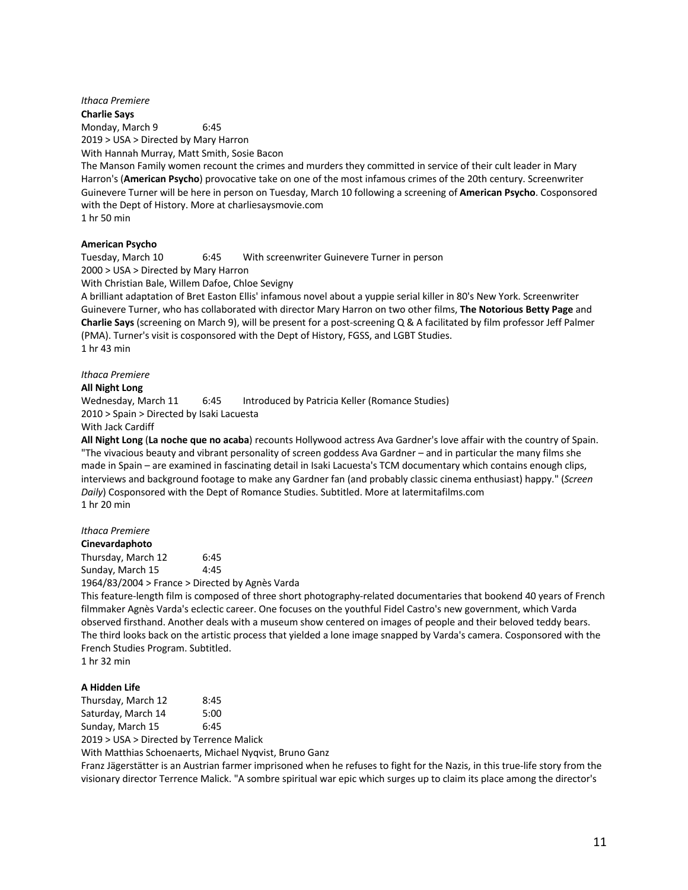*Ithaca Premiere*

**Charlie Says**

Monday, March 9 6:45

2019 > USA > Directed by Mary Harron

With Hannah Murray, Matt Smith, Sosie Bacon

The Manson Family women recount the crimes and murders they committed in service of their cult leader in Mary Harron's (**American Psycho**) provocative take on one of the most infamous crimes of the 20th century. Screenwriter Guinevere Turner will be here in person on Tuesday, March 10 following a screening of **American Psycho**. Cosponsored with the Dept of History. More at charliesaysmovie.com

1 hr 50 min

**American Psycho**

Tuesday, March 10 6:45 With screenwriter Guinevere Turner in person

2000 > USA > Directed by Mary Harron

With Christian Bale, Willem Dafoe, Chloe Sevigny

A brilliant adaptation of Bret Easton Ellis' infamous novel about a yuppie serial killer in 80's New York. Screenwriter Guinevere Turner, who has collaborated with director Mary Harron on two other films, **The Notorious Betty Page** and **Charlie Says** (screening on March 9), will be present for a post-screening Q & A facilitated by film professor Jeff Palmer (PMA). Turner's visit is cosponsored with the Dept of History, FGSS, and LGBT Studies.

1 hr 43 min

*Ithaca Premiere*

**All Night Long**

Wednesday, March 11 6:45 Introduced by Patricia Keller (Romance Studies)

2010 > Spain > Directed by Isaki Lacuesta

With Jack Cardiff

**All Night Long** (**La noche que no acaba**) recounts Hollywood actress Ava Gardner's love affair with the country of Spain. "The vivacious beauty and vibrant personality of screen goddess Ava Gardner – and in particular the many films she made in Spain – are examined in fascinating detail in Isaki Lacuesta's TCM documentary which contains enough clips, interviews and background footage to make any Gardner fan (and probably classic cinema enthusiast) happy." (*Screen Daily*) Cosponsored with the Dept of Romance Studies. Subtitled. More at latermitafilms.com

1 hr 20 min

*Ithaca Premiere*

**Cinevardaphoto**

Thursday, March 12 6:45

Sunday, March 15 4:45

1964/83/2004 > France > Directed by Agnès Varda

This feature-length film is composed of three short photography-related documentaries that bookend 40 years of French filmmaker Agnès Varda's eclectic career. One focuses on the youthful Fidel Castro's new government, which Varda observed firsthand. Another deals with a museum show centered on images of people and their beloved teddy bears. The third looks back on the artistic process that yielded a lone image snapped by Varda's camera. Cosponsored with the French Studies Program. Subtitled.

1 hr 32 min

**A Hidden Life**

Thursday, March 12 8:45

Saturday, March 14 5:00

Sunday, March 15 6:45

2019 > USA > Directed by Terrence Malick

With Matthias Schoenaerts, Michael Nyqvist, Bruno Ganz

Franz Jägerstätter is an Austrian farmer imprisoned when he refuses to fight for the Nazis, in this true-life story from the visionary director Terrence Malick. "A sombre spiritual war epic which surges up to claim its place among the director's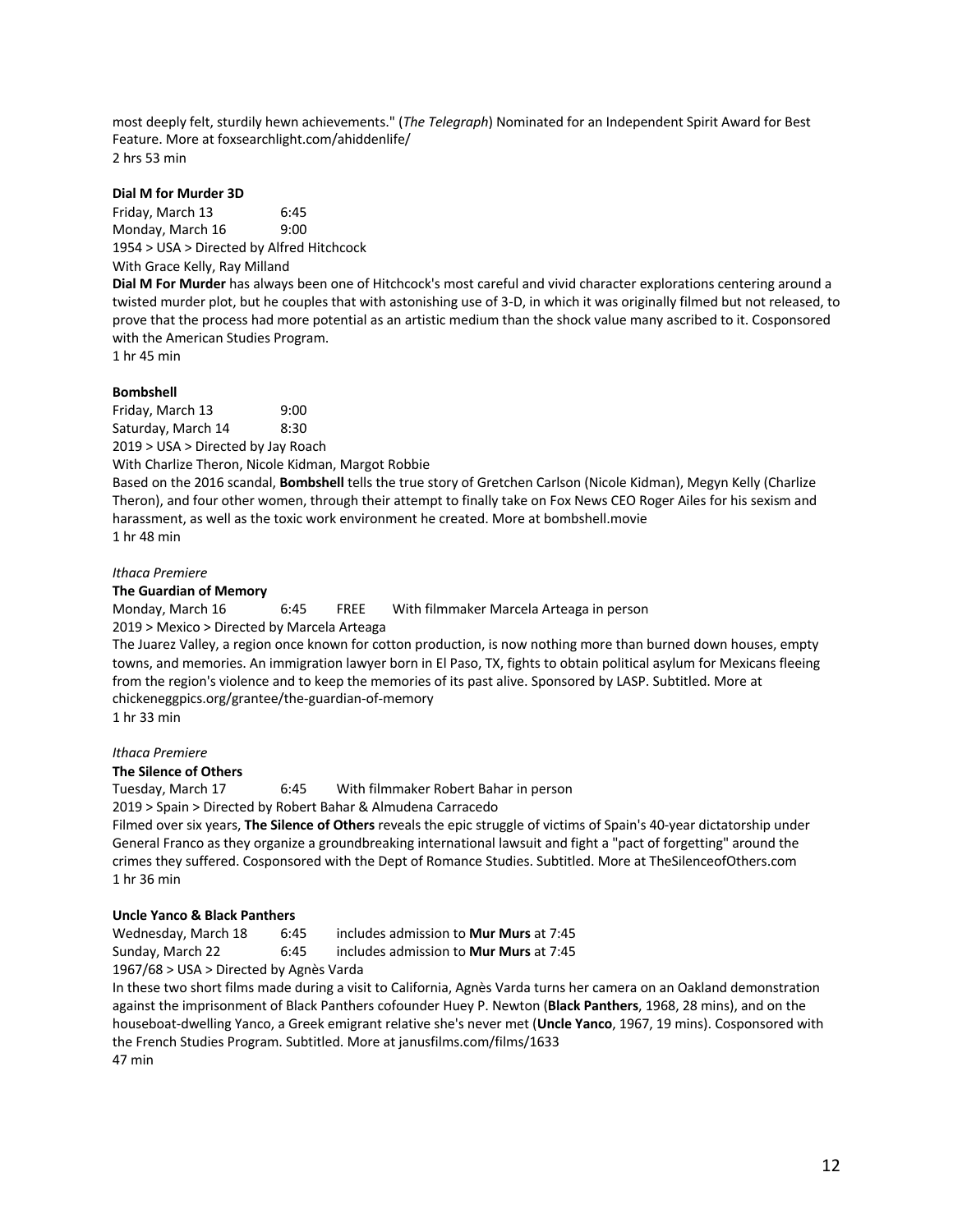most deeply felt, sturdily hewn achievements." (*The Telegraph*) Nominated for an Independent Spirit Award for Best Feature. More at foxsearchlight.com/ahiddenlife/
2 hrs 53 min

**Dial M for Murder 3D**
Friday, March 13 6:45
Monday, March 16 9:00
1954 > USA > Directed by Alfred Hitchcock
With Grace Kelly, Ray Milland
**Dial M For Murder** has always been one of Hitchcock's most careful and vivid character explorations centering around a twisted murder plot, but he couples that with astonishing use of 3-D, in which it was originally filmed but not released, to prove that the process had more potential as an artistic medium than the shock value many ascribed to it. Cosponsored with the American Studies Program.
1 hr 45 min

**Bombshell**
Friday, March 13 9:00
Saturday, March 14 8:30
2019 > USA > Directed by Jay Roach
With Charlize Theron, Nicole Kidman, Margot Robbie
Based on the 2016 scandal, **Bombshell** tells the true story of Gretchen Carlson (Nicole Kidman), Megyn Kelly (Charlize Theron), and four other women, through their attempt to finally take on Fox News CEO Roger Ailes for his sexism and harassment, as well as the toxic work environment he created. More at bombshell.movie
1 hr 48 min

*Ithaca Premiere*
**The Guardian of Memory**
Monday, March 16 6:45 FREE With filmmaker Marcela Arteaga in person
2019 > Mexico > Directed by Marcela Arteaga
The Juarez Valley, a region once known for cotton production, is now nothing more than burned down houses, empty towns, and memories. An immigration lawyer born in El Paso, TX, fights to obtain political asylum for Mexicans fleeing from the region's violence and to keep the memories of its past alive. Sponsored by LASP. Subtitled. More at chickeneggpics.org/grantee/the-guardian-of-memory
1 hr 33 min

*Ithaca Premiere*
**The Silence of Others**
Tuesday, March 17 6:45 With filmmaker Robert Bahar in person
2019 > Spain > Directed by Robert Bahar & Almudena Carracedo
Filmed over six years, **The Silence of Others** reveals the epic struggle of victims of Spain's 40-year dictatorship under General Franco as they organize a groundbreaking international lawsuit and fight a "pact of forgetting" around the crimes they suffered. Cosponsored with the Dept of Romance Studies. Subtitled. More at TheSilenceofOthers.com
1 hr 36 min

**Uncle Yanco & Black Panthers**
Wednesday, March 18 6:45 includes admission to **Mur Murs** at 7:45
Sunday, March 22 6:45 includes admission to **Mur Murs** at 7:45
1967/68 > USA > Directed by Agnès Varda
In these two short films made during a visit to California, Agnès Varda turns her camera on an Oakland demonstration against the imprisonment of Black Panthers cofounder Huey P. Newton (**Black Panthers**, 1968, 28 mins), and on the houseboat-dwelling Yanco, a Greek emigrant relative she's never met (**Uncle Yanco**, 1967, 19 mins). Cosponsored with the French Studies Program. Subtitled. More at janusfilms.com/films/1633
47 min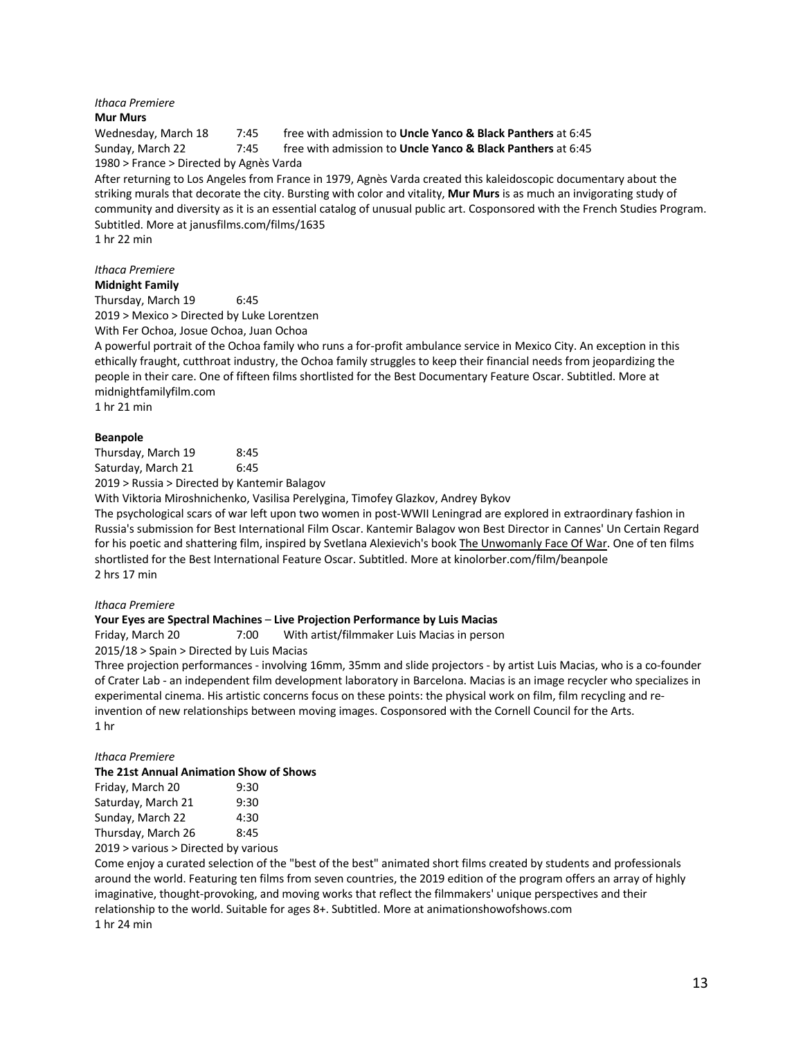*Ithaca Premiere*

**Mur Murs**

Wednesday, March 18 7:45 free with admission to **Uncle Yanco & Black Panthers** at 6:45
Sunday, March 22 7:45 free with admission to **Uncle Yanco & Black Panthers** at 6:45

1980 > France > Directed by Agnès Varda

After returning to Los Angeles from France in 1979, Agnès Varda created this kaleidoscopic documentary about the striking murals that decorate the city. Bursting with color and vitality, **Mur Murs** is as much an invigorating study of community and diversity as it is an essential catalog of unusual public art. Cosponsored with the French Studies Program. Subtitled. More at janusfilms.com/films/1635

1 hr 22 min

*Ithaca Premiere*

**Midnight Family**

Thursday, March 19 6:45

2019 > Mexico > Directed by Luke Lorentzen

With Fer Ochoa, Josue Ochoa, Juan Ochoa

A powerful portrait of the Ochoa family who runs a for-profit ambulance service in Mexico City. An exception in this ethically fraught, cutthroat industry, the Ochoa family struggles to keep their financial needs from jeopardizing the people in their care. One of fifteen films shortlisted for the Best Documentary Feature Oscar. Subtitled. More at midnightfamilyfilm.com

1 hr 21 min

**Beanpole**

Thursday, March 19 8:45
Saturday, March 21 6:45

2019 > Russia > Directed by Kantemir Balagov

With Viktoria Miroshnichenko, Vasilisa Perelygina, Timofey Glazkov, Andrey Bykov

The psychological scars of war left upon two women in post-WWII Leningrad are explored in extraordinary fashion in Russia's submission for Best International Film Oscar. Kantemir Balagov won Best Director in Cannes' Un Certain Regard for his poetic and shattering film, inspired by Svetlana Alexievich's book The Unwomanly Face Of War. One of ten films shortlisted for the Best International Feature Oscar. Subtitled. More at kinolorber.com/film/beanpole

2 hrs 17 min

*Ithaca Premiere*

**Your Eyes are Spectral Machines – Live Projection Performance by Luis Macias**

Friday, March 20 7:00 With artist/filmmaker Luis Macias in person

2015/18 > Spain > Directed by Luis Macias

Three projection performances - involving 16mm, 35mm and slide projectors - by artist Luis Macias, who is a co-founder of Crater Lab - an independent film development laboratory in Barcelona. Macias is an image recycler who specializes in experimental cinema. His artistic concerns focus on these points: the physical work on film, film recycling and re-invention of new relationships between moving images. Cosponsored with the Cornell Council for the Arts.

1 hr

*Ithaca Premiere*

**The 21st Annual Animation Show of Shows**

Friday, March 20 9:30
Saturday, March 21 9:30
Sunday, March 22 4:30
Thursday, March 26 8:45

2019 > various > Directed by various

Come enjoy a curated selection of the "best of the best" animated short films created by students and professionals around the world. Featuring ten films from seven countries, the 2019 edition of the program offers an array of highly imaginative, thought-provoking, and moving works that reflect the filmmakers' unique perspectives and their relationship to the world. Suitable for ages 8+. Subtitled. More at animationshowofshows.com

1 hr 24 min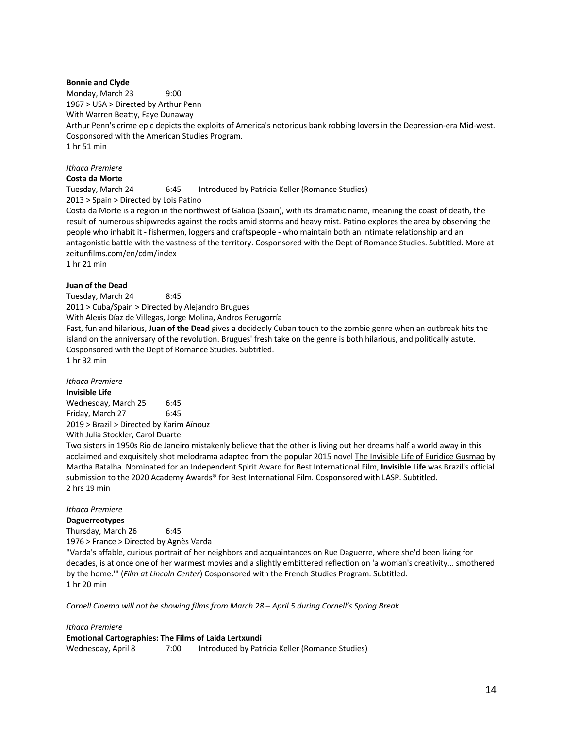**Bonnie and Clyde**
Monday, March 23 9:00
1967 > USA > Directed by Arthur Penn
With Warren Beatty, Faye Dunaway
Arthur Penn's crime epic depicts the exploits of America's notorious bank robbing lovers in the Depression-era Mid-west. Cosponsored with the American Studies Program.
1 hr 51 min

*Ithaca Premiere*
**Costa da Morte**
Tuesday, March 24 6:45 Introduced by Patricia Keller (Romance Studies)
2013 > Spain > Directed by Lois Patino
Costa da Morte is a region in the northwest of Galicia (Spain), with its dramatic name, meaning the coast of death, the result of numerous shipwrecks against the rocks amid storms and heavy mist. Patino explores the area by observing the people who inhabit it - fishermen, loggers and craftspeople - who maintain both an intimate relationship and an antagonistic battle with the vastness of the territory. Cosponsored with the Dept of Romance Studies. Subtitled. More at zeitunfilms.com/en/cdm/index
1 hr 21 min

**Juan of the Dead**
Tuesday, March 24 8:45
2011 > Cuba/Spain > Directed by Alejandro Brugues
With Alexis Díaz de Villegas, Jorge Molina, Andros Perugorría
Fast, fun and hilarious, **Juan of the Dead** gives a decidedly Cuban touch to the zombie genre when an outbreak hits the island on the anniversary of the revolution. Brugues' fresh take on the genre is both hilarious, and politically astute. Cosponsored with the Dept of Romance Studies. Subtitled.
1 hr 32 min

*Ithaca Premiere*
**Invisible Life**
Wednesday, March 25 6:45
Friday, March 27 6:45
2019 > Brazil > Directed by Karim Aïnouz
With Julia Stockler, Carol Duarte
Two sisters in 1950s Rio de Janeiro mistakenly believe that the other is living out her dreams half a world away in this acclaimed and exquisitely shot melodrama adapted from the popular 2015 novel The Invisible Life of Euridice Gusmao by Martha Batalha. Nominated for an Independent Spirit Award for Best International Film, **Invisible Life** was Brazil's official submission to the 2020 Academy Awards® for Best International Film. Cosponsored with LASP. Subtitled.
2 hrs 19 min

*Ithaca Premiere*
**Daguerreotypes**
Thursday, March 26 6:45
1976 > France > Directed by Agnès Varda
"Varda's affable, curious portrait of her neighbors and acquaintances on Rue Daguerre, where she'd been living for decades, is at once one of her warmest movies and a slightly embittered reflection on 'a woman's creativity... smothered by the home.'" (*Film at Lincoln Center*) Cosponsored with the French Studies Program. Subtitled.
1 hr 20 min

*Cornell Cinema will not be showing films from March 28 – April 5 during Cornell's Spring Break*

*Ithaca Premiere*
**Emotional Cartographies: The Films of Laida Lertxundi**
Wednesday, April 8 7:00 Introduced by Patricia Keller (Romance Studies)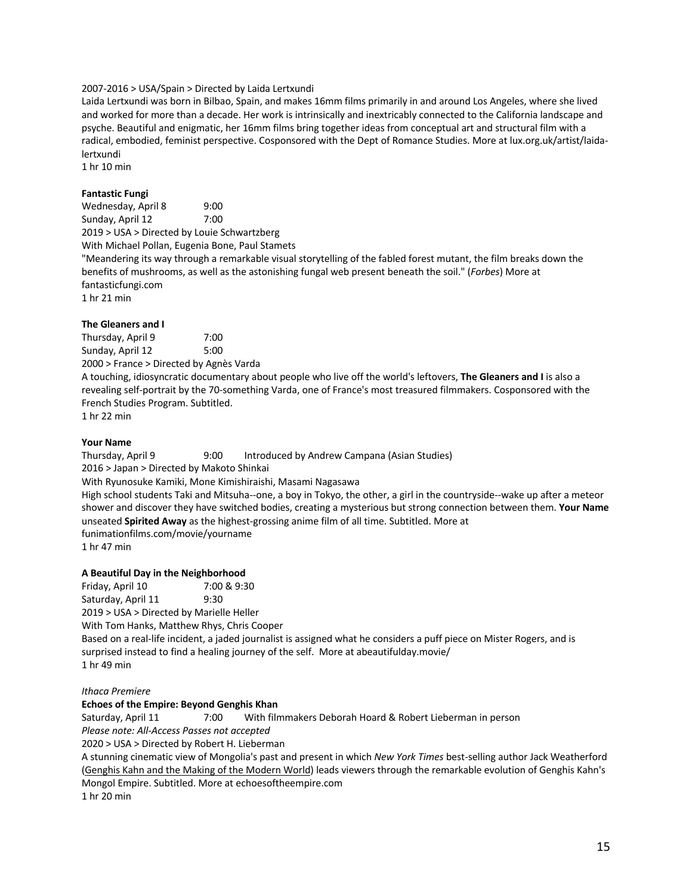2007-2016 > USA/Spain > Directed by Laida Lertxundi

Laida Lertxundi was born in Bilbao, Spain, and makes 16mm films primarily in and around Los Angeles, where she lived and worked for more than a decade. Her work is intrinsically and inextricably connected to the California landscape and psyche. Beautiful and enigmatic, her 16mm films bring together ideas from conceptual art and structural film with a radical, embodied, feminist perspective. Cosponsored with the Dept of Romance Studies. More at lux.org.uk/artist/laida-lertxundi

1 hr 10 min

**Fantastic Fungi**

Wednesday, April 8 9:00
Sunday, April 12 7:00

2019 > USA > Directed by Louie Schwartzberg

With Michael Pollan, Eugenia Bone, Paul Stamets

"Meandering its way through a remarkable visual storytelling of the fabled forest mutant, the film breaks down the benefits of mushrooms, as well as the astonishing fungal web present beneath the soil." (*Forbes*) More at fantasticfungi.com

1 hr 21 min

**The Gleaners and I**

Thursday, April 9 7:00
Sunday, April 12 5:00

2000 > France > Directed by Agnès Varda

A touching, idiosyncratic documentary about people who live off the world's leftovers, **The Gleaners and I** is also a revealing self-portrait by the 70-something Varda, one of France's most treasured filmmakers. Cosponsored with the French Studies Program. Subtitled.

1 hr 22 min

**Your Name**

Thursday, April 9 9:00 Introduced by Andrew Campana (Asian Studies)

2016 > Japan > Directed by Makoto Shinkai

With Ryunosuke Kamiki, Mone Kimishiraishi, Masami Nagasawa

High school students Taki and Mitsuha--one, a boy in Tokyo, the other, a girl in the countryside--wake up after a meteor shower and discover they have switched bodies, creating a mysterious but strong connection between them. **Your Name** unseated **Spirited Away** as the highest-grossing anime film of all time. Subtitled. More at funimationfilms.com/movie/yourname

1 hr 47 min

**A Beautiful Day in the Neighborhood**

Friday, April 10 7:00 & 9:30
Saturday, April 11 9:30

2019 > USA > Directed by Marielle Heller

With Tom Hanks, Matthew Rhys, Chris Cooper

Based on a real-life incident, a jaded journalist is assigned what he considers a puff piece on Mister Rogers, and is surprised instead to find a healing journey of the self. More at abeautifulday.movie/

1 hr 49 min

*Ithaca Premiere*

**Echoes of the Empire: Beyond Genghis Khan**

Saturday, April 11 7:00 With filmmakers Deborah Hoard & Robert Lieberman in person

*Please note: All-Access Passes not accepted*

2020 > USA > Directed by Robert H. Lieberman

A stunning cinematic view of Mongolia's past and present in which *New York Times* best-selling author Jack Weatherford (Genghis Kahn and the Making of the Modern World) leads viewers through the remarkable evolution of Genghis Kahn's Mongol Empire. Subtitled. More at echoesoftheempire.com

1 hr 20 min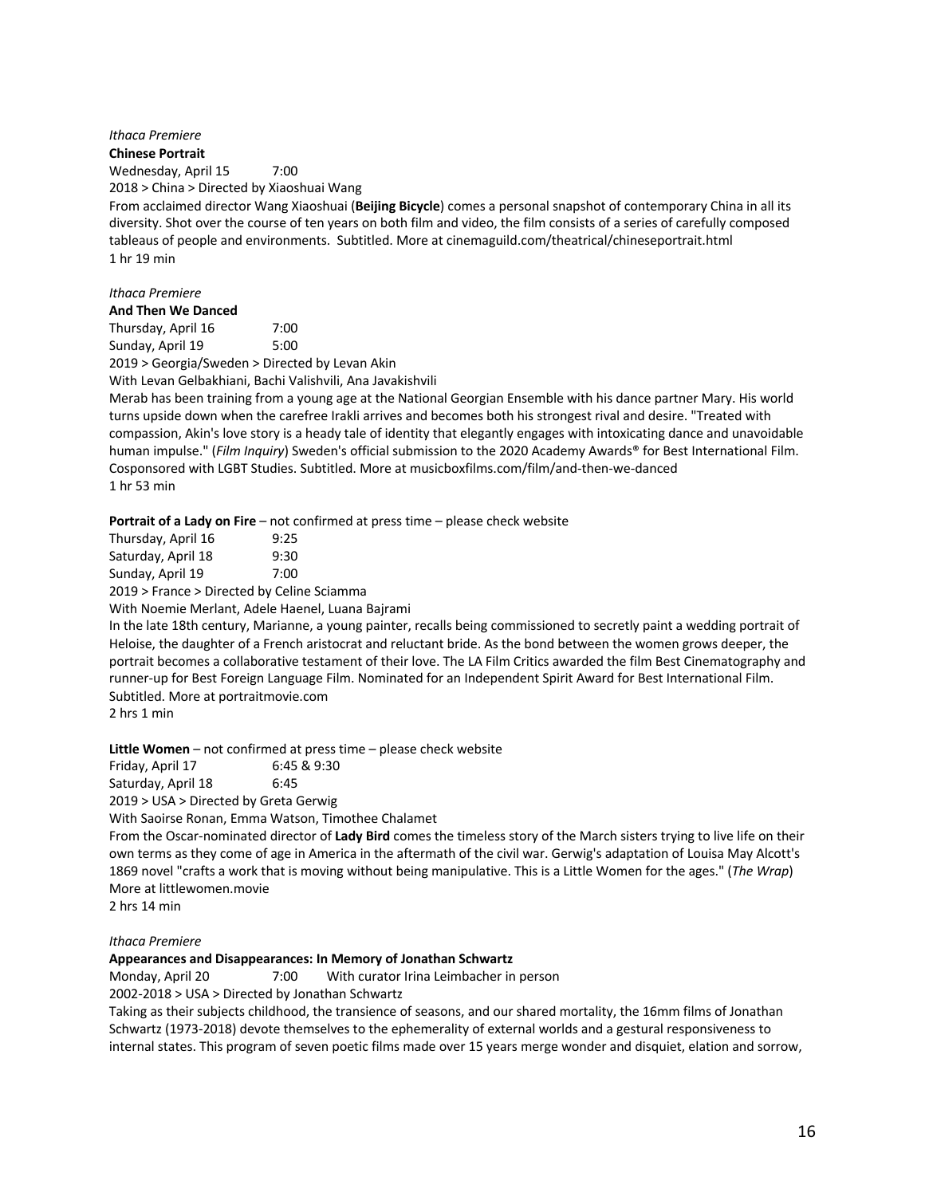*Ithaca Premiere*

**Chinese Portrait**

Wednesday, April 15 7:00

2018 > China > Directed by Xiaoshuai Wang

From acclaimed director Wang Xiaoshuai (**Beijing Bicycle**) comes a personal snapshot of contemporary China in all its diversity. Shot over the course of ten years on both film and video, the film consists of a series of carefully composed tableaus of people and environments. Subtitled. More at cinemaguild.com/theatrical/chineseportrait.html

1 hr 19 min

*Ithaca Premiere*

**And Then We Danced**

Thursday, April 16 7:00

Sunday, April 19 5:00

2019 > Georgia/Sweden > Directed by Levan Akin

With Levan Gelbakhiani, Bachi Valishvili, Ana Javakishvili

Merab has been training from a young age at the National Georgian Ensemble with his dance partner Mary. His world turns upside down when the carefree Irakli arrives and becomes both his strongest rival and desire. "Treated with compassion, Akin's love story is a heady tale of identity that elegantly engages with intoxicating dance and unavoidable human impulse." (*Film Inquiry*) Sweden's official submission to the 2020 Academy Awards® for Best International Film. Cosponsored with LGBT Studies. Subtitled. More at musicboxfilms.com/film/and-then-we-danced

1 hr 53 min

**Portrait of a Lady on Fire** – not confirmed at press time – please check website

Thursday, April 16 9:25

Saturday, April 18 9:30

Sunday, April 19 7:00

2019 > France > Directed by Celine Sciamma

With Noemie Merlant, Adele Haenel, Luana Bajrami

In the late 18th century, Marianne, a young painter, recalls being commissioned to secretly paint a wedding portrait of Heloise, the daughter of a French aristocrat and reluctant bride. As the bond between the women grows deeper, the portrait becomes a collaborative testament of their love. The LA Film Critics awarded the film Best Cinematography and runner-up for Best Foreign Language Film. Nominated for an Independent Spirit Award for Best International Film. Subtitled. More at portraitmovie.com

2 hrs 1 min

**Little Women** – not confirmed at press time – please check website

Friday, April 17 6:45 & 9:30

Saturday, April 18 6:45

2019 > USA > Directed by Greta Gerwig

With Saoirse Ronan, Emma Watson, Timothee Chalamet

From the Oscar-nominated director of **Lady Bird** comes the timeless story of the March sisters trying to live life on their own terms as they come of age in America in the aftermath of the civil war. Gerwig's adaptation of Louisa May Alcott's 1869 novel "crafts a work that is moving without being manipulative. This is a Little Women for the ages." (*The Wrap*) More at littlewomen.movie

2 hrs 14 min

*Ithaca Premiere*

**Appearances and Disappearances: In Memory of Jonathan Schwartz**

Monday, April 20 7:00 With curator Irina Leimbacher in person

2002-2018 > USA > Directed by Jonathan Schwartz

Taking as their subjects childhood, the transience of seasons, and our shared mortality, the 16mm films of Jonathan Schwartz (1973-2018) devote themselves to the ephemerality of external worlds and a gestural responsiveness to internal states. This program of seven poetic films made over 15 years merge wonder and disquiet, elation and sorrow,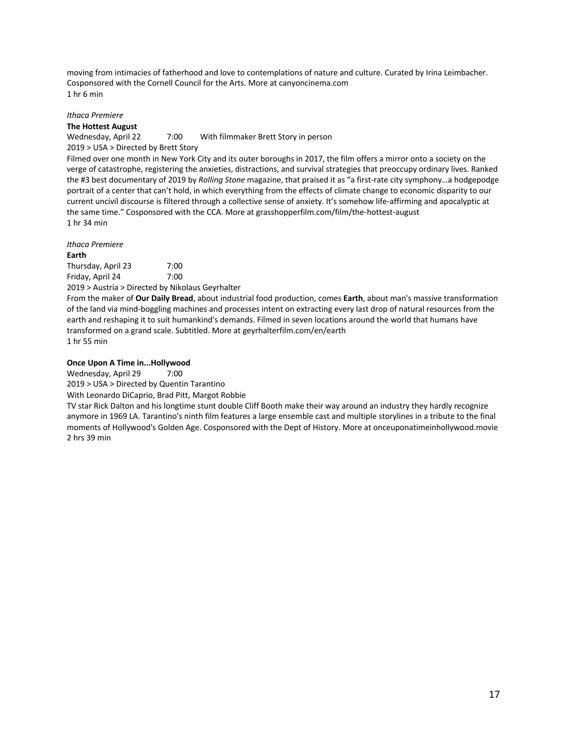moving from intimacies of fatherhood and love to contemplations of nature and culture. Curated by Irina Leimbacher. Cosponsored with the Cornell Council for the Arts. More at canyoncinema.com
1 hr 6 min

*Ithaca Premiere*
**The Hottest August**
Wednesday, April 22 7:00 With filmmaker Brett Story in person
2019 > USA > Directed by Brett Story
Filmed over one month in New York City and its outer boroughs in 2017, the film offers a mirror onto a society on the verge of catastrophe, registering the anxieties, distractions, and survival strategies that preoccupy ordinary lives. Ranked the #3 best documentary of 2019 by *Rolling Stone* magazine, that praised it as "a first-rate city symphony…a hodgepodge portrait of a center that can't hold, in which everything from the effects of climate change to economic disparity to our current uncivil discourse is filtered through a collective sense of anxiety. It's somehow life-affirming and apocalyptic at the same time." Cosponsored with the CCA. More at grasshopperfilm.com/film/the-hottest-august
1 hr 34 min

*Ithaca Premiere*
**Earth**
Thursday, April 23 7:00
Friday, April 24 7:00
2019 > Austria > Directed by Nikolaus Geyrhalter
From the maker of **Our Daily Bread**, about industrial food production, comes **Earth**, about man's massive transformation of the land via mind-boggling machines and processes intent on extracting every last drop of natural resources from the earth and reshaping it to suit humankind's demands. Filmed in seven locations around the world that humans have transformed on a grand scale. Subtitled. More at geyrhalterfilm.com/en/earth
1 hr 55 min

**Once Upon A Time in...Hollywood**
Wednesday, April 29 7:00
2019 > USA > Directed by Quentin Tarantino
With Leonardo DiCaprio, Brad Pitt, Margot Robbie
TV star Rick Dalton and his longtime stunt double Cliff Booth make their way around an industry they hardly recognize anymore in 1969 LA. Tarantino's ninth film features a large ensemble cast and multiple storylines in a tribute to the final moments of Hollywood's Golden Age. Cosponsored with the Dept of History. More at onceuponatimeinhollywood.movie
2 hrs 39 min